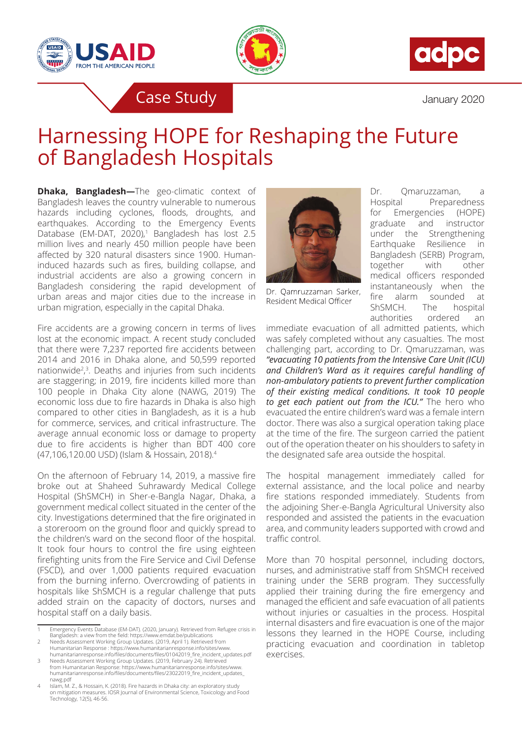Case Study

January 2020

# Harnessing HOPE for Reshaping the Future of Bangladesh Hospitals

**Dhaka, Bangladesh—**The geo-climatic context of Bangladesh leaves the country vulnerable to numerous hazards including cyclones, floods, droughts, and earthquakes. According to the Emergency Events Database (EM-DAT, 2020),[1] Bangladesh has lost 2.5 million lives and nearly 450 million people have been affected by 320 natural disasters since 1900. Human-induced hazards such as fires, building collapse, and industrial accidents are also a growing concern in Bangladesh considering the rapid development of urban areas and major cities due to the increase in urban migration, especially in the capital Dhaka.

Fire accidents are a growing concern in terms of lives lost at the economic impact. A recent study concluded that there were 7,237 reported fire accidents between 2014 and 2016 in Dhaka alone, and 50,599 reported nationwide[2,3]. Deaths and injuries from such incidents are staggering; in 2019, fire incidents killed more than 100 people in Dhaka City alone (NAWG, 2019) The economic loss due to fire hazards in Dhaka is also high compared to other cities in Bangladesh, as it is a hub for commerce, services, and critical infrastructure. The average annual economic loss or damage to property due to fire accidents is higher than BDT 400 core (47,106,120.00 USD) (Islam & Hossain, 2018).[4]

On the afternoon of February 14, 2019, a massive fire broke out at Shaheed Suhrawardy Medical College Hospital (ShSMCH) in Sher-e-Bangla Nagar, Dhaka, a government medical collect situated in the center of the city. Investigations determined that the fire originated in a storeroom on the ground floor and quickly spread to the children's ward on the second floor of the hospital. It took four hours to control the fire using eighteen firefighting units from the Fire Service and Civil Defense (FSCD), and over 1,000 patients required evacuation from the burning inferno. Overcrowding of patients in hospitals like ShSMCH is a regular challenge that puts added strain on the capacity of doctors, nurses and hospital staff on a daily basis.

Dr. Qamruzzaman Sarker, Resident Medical Officer

Dr. Qmaruzzaman, a Hospital Preparedness for Emergencies (HOPE) graduate and instructor under the Strengthening Earthquake Resilience in Bangladesh (SERB) Program, together with other medical officers responded instantaneously when the fire alarm sounded at ShSMCH. The hospital authorities ordered an immediate evacuation of all admitted patients, which was safely completed without any casualties. The most challenging part, according to Dr. Qmaruzzaman, was ***"evacuating 10 patients from the Intensive Care Unit (ICU) and Children's Ward as it requires careful handling of non-ambulatory patients to prevent further complication of their existing medical conditions. It took 10 people to get each patient out from the ICU."*** The hero who evacuated the entire children's ward was a female intern doctor. There was also a surgical operation taking place at the time of the fire. The surgeon carried the patient out of the operation theater on his shoulders to safety in the designated safe area outside the hospital.

The hospital management immediately called for external assistance, and the local police and nearby fire stations responded immediately. Students from the adjoining Sher-e-Bangla Agricultural University also responded and assisted the patients in the evacuation area, and community leaders supported with crowd and traffic control.

More than 70 hospital personnel, including doctors, nurses, and administrative staff from ShSMCH received training under the SERB program. They successfully applied their training during the fire emergency and managed the efficient and safe evacuation of all patients without injuries or casualties in the process. Hospital internal disasters and fire evacuation is one of the major lessons they learned in the HOPE Course, including practicing evacuation and coordination in tabletop exercises.

---

1. Emergency Events Database (EM-DAT). (2020, January). Retrieved from Refugee crisis in Bangladesh: a view from the field: https://www.emdat.be/publications
2. Needs Assessment Working Group Updates. (2019, April 1). Retrieved from Humanitarian Response : https://www.humanitarianresponse.info/sites/www.humanitarianresponse.info/files/documents/files/01042019_fire_incident_updates.pdf
3. Needs Assessment Working Group Updates. (2019, February 24). Retrieved from Humanitarian Response: https://www.humanitarianresponse.info/sites/www.humanitarianresponse.info/files/documents/files/23022019_fire_incident_updates_nawg.pdf
4. Islam, M. Z., & Hossain, K. (2018). Fire hazards in Dhaka city: an exploratory study on mitigation measures. IOSR Journal of Environmental Science, Toxicology and Food Technology, 12(5), 46-56.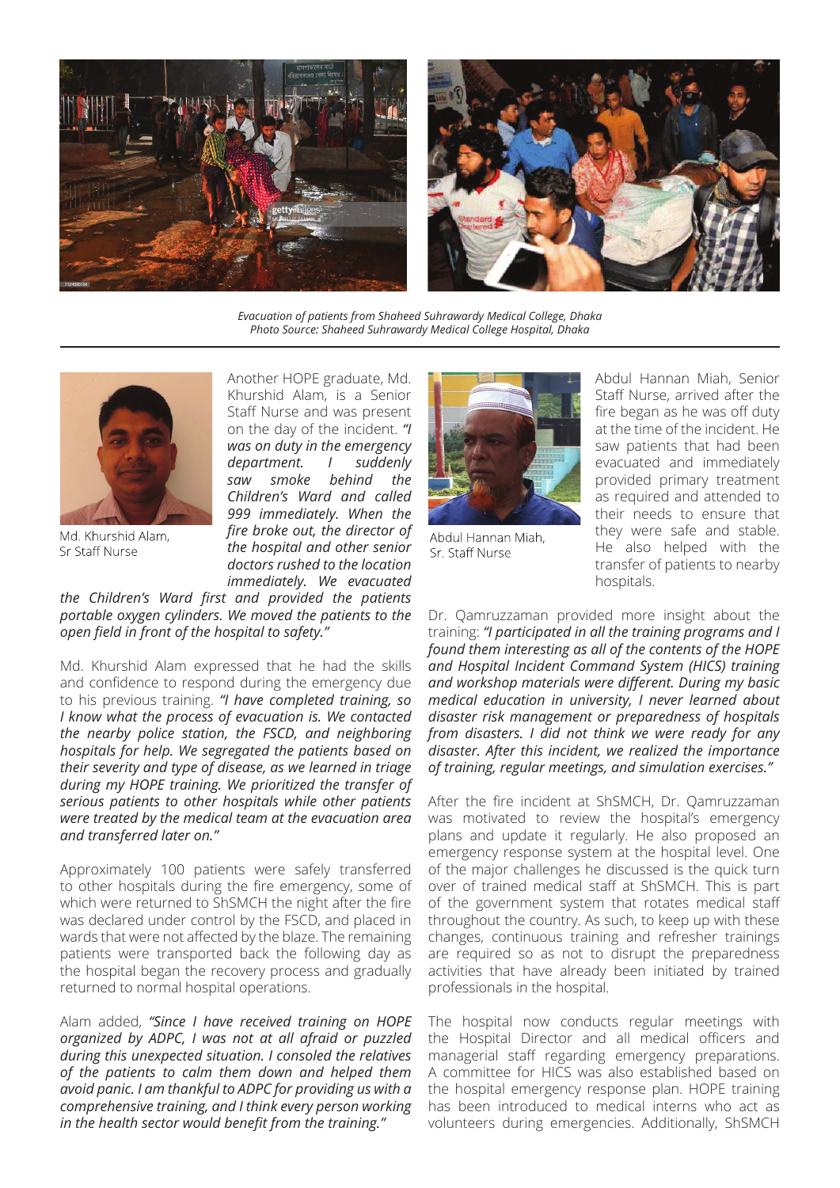*Evacuation of patients from Shaheed Suhrawardy Medical College, Dhaka*
*Photo Source: Shaheed Suhrawardy Medical College Hospital, Dhaka*

Md. Khurshid Alam,
Sr Staff Nurse

Another HOPE graduate, Md. Khurshid Alam, is a Senior Staff Nurse and was present on the day of the incident. *"I was on duty in the emergency department. I suddenly saw smoke behind the Children's Ward and called 999 immediately. When the fire broke out, the director of the hospital and other senior doctors rushed to the location immediately. We evacuated the Children's Ward first and provided the patients portable oxygen cylinders. We moved the patients to the open field in front of the hospital to safety."*

Md. Khurshid Alam expressed that he had the skills and confidence to respond during the emergency due to his previous training. *"I have completed training, so I know what the process of evacuation is. We contacted the nearby police station, the FSCD, and neighboring hospitals for help. We segregated the patients based on their severity and type of disease, as we learned in triage during my HOPE training. We prioritized the transfer of serious patients to other hospitals while other patients were treated by the medical team at the evacuation area and transferred later on."*

Approximately 100 patients were safely transferred to other hospitals during the fire emergency, some of which were returned to ShSMCH the night after the fire was declared under control by the FSCD, and placed in wards that were not affected by the blaze. The remaining patients were transported back the following day as the hospital began the recovery process and gradually returned to normal hospital operations.

Alam added, *"Since I have received training on HOPE organized by ADPC, I was not at all afraid or puzzled during this unexpected situation. I consoled the relatives of the patients to calm them down and helped them avoid panic. I am thankful to ADPC for providing us with a comprehensive training, and I think every person working in the health sector would benefit from the training."*

Abdul Hannan Miah,
Sr. Staff Nurse

Abdul Hannan Miah, Senior Staff Nurse, arrived after the fire began as he was off duty at the time of the incident. He saw patients that had been evacuated and immediately provided primary treatment as required and attended to their needs to ensure that they were safe and stable. He also helped with the transfer of patients to nearby hospitals.

Dr. Qamruzzaman provided more insight about the training: *"I participated in all the training programs and I found them interesting as all of the contents of the HOPE and Hospital Incident Command System (HICS) training and workshop materials were different. During my basic medical education in university, I never learned about disaster risk management or preparedness of hospitals from disasters. I did not think we were ready for any disaster. After this incident, we realized the importance of training, regular meetings, and simulation exercises."*

After the fire incident at ShSMCH, Dr. Qamruzzaman was motivated to review the hospital's emergency plans and update it regularly. He also proposed an emergency response system at the hospital level. One of the major challenges he discussed is the quick turn over of trained medical staff at ShSMCH. This is part of the government system that rotates medical staff throughout the country. As such, to keep up with these changes, continuous training and refresher trainings are required so as not to disrupt the preparedness activities that have already been initiated by trained professionals in the hospital.

The hospital now conducts regular meetings with the Hospital Director and all medical officers and managerial staff regarding emergency preparations. A committee for HICS was also established based on the hospital emergency response plan. HOPE training has been introduced to medical interns who act as volunteers during emergencies. Additionally, ShSMCH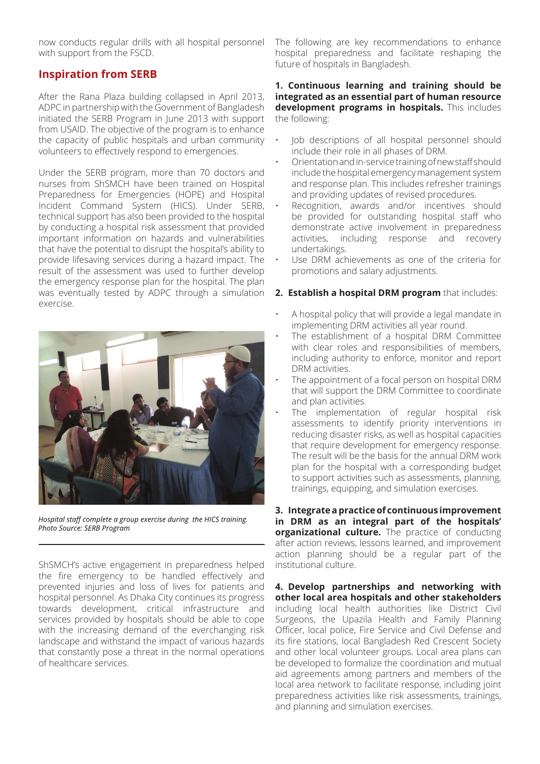now conducts regular drills with all hospital personnel with support from the FSCD.

## Inspiration from SERB

After the Rana Plaza building collapsed in April 2013, ADPC in partnership with the Government of Bangladesh initiated the SERB Program in June 2013 with support from USAID. The objective of the program is to enhance the capacity of public hospitals and urban community volunteers to effectively respond to emergencies.

Under the SERB program, more than 70 doctors and nurses from ShSMCH have been trained on Hospital Preparedness for Emergencies (HOPE) and Hospital Incident Command System (HICS). Under SERB, technical support has also been provided to the hospital by conducting a hospital risk assessment that provided important information on hazards and vulnerabilities that have the potential to disrupt the hospital's ability to provide lifesaving services during a hazard impact. The result of the assessment was used to further develop the emergency response plan for the hospital. The plan was eventually tested by ADPC through a simulation exercise.

*Hospital staff complete a group exercise during the HICS training. Photo Source: SERB Program*

ShSMCH's active engagement in preparedness helped the fire emergency to be handled effectively and prevented injuries and loss of lives for patients and hospital personnel. As Dhaka City continues its progress towards development, critical infrastructure and services provided by hospitals should be able to cope with the increasing demand of the everchanging risk landscape and withstand the impact of various hazards that constantly pose a threat in the normal operations of healthcare services.

The following are key recommendations to enhance hospital preparedness and facilitate reshaping the future of hospitals in Bangladesh.

**1. Continuous learning and training should be integrated as an essential part of human resource development programs in hospitals.** This includes the following:

- Job descriptions of all hospital personnel should include their role in all phases of DRM.
- Orientation and in-service training of new staff should include the hospital emergency management system and response plan. This includes refresher trainings and providing updates of revised procedures.
- Recognition, awards and/or incentives should be provided for outstanding hospital staff who demonstrate active involvement in preparedness activities, including response and recovery undertakings.
- Use DRM achievements as one of the criteria for promotions and salary adjustments.

**2. Establish a hospital DRM program** that includes:

- A hospital policy that will provide a legal mandate in implementing DRM activities all year round.
- The establishment of a hospital DRM Committee with clear roles and responsibilities of members, including authority to enforce, monitor and report DRM activities.
- The appointment of a focal person on hospital DRM that will support the DRM Committee to coordinate and plan activities.
- The implementation of regular hospital risk assessments to identify priority interventions in reducing disaster risks, as well as hospital capacities that require development for emergency response. The result will be the basis for the annual DRM work plan for the hospital with a corresponding budget to support activities such as assessments, planning, trainings, equipping, and simulation exercises.

**3. Integrate a practice of continuous improvement in DRM as an integral part of the hospitals' organizational culture.** The practice of conducting after action reviews, lessons learned, and improvement action planning should be a regular part of the institutional culture.

**4. Develop partnerships and networking with other local area hospitals and other stakeholders** including local health authorities like District Civil Surgeons, the Upazila Health and Family Planning Officer, local police, Fire Service and Civil Defense and its fire stations, local Bangladesh Red Crescent Society and other local volunteer groups. Local area plans can be developed to formalize the coordination and mutual aid agreements among partners and members of the local area network to facilitate response, including joint preparedness activities like risk assessments, trainings, and planning and simulation exercises.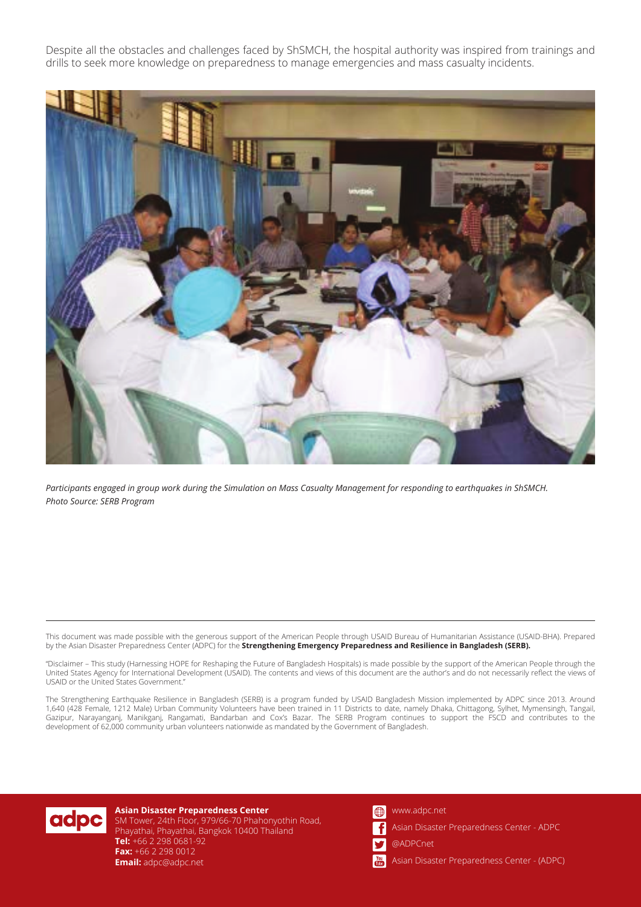Despite all the obstacles and challenges faced by ShSMCH, the hospital authority was inspired from trainings and drills to seek more knowledge on preparedness to manage emergencies and mass casualty incidents.

*Participants engaged in group work during the Simulation on Mass Casualty Management for responding to earthquakes in ShSMCH.*
*Photo Source: SERB Program*

---

This document was made possible with the generous support of the American People through USAID Bureau of Humanitarian Assistance (USAID-BHA). Prepared by the Asian Disaster Preparedness Center (ADPC) for the **Strengthening Emergency Preparedness and Resilience in Bangladesh (SERB).**

"Disclaimer – This study (Harnessing HOPE for Reshaping the Future of Bangladesh Hospitals) is made possible by the support of the American People through the United States Agency for International Development (USAID). The contents and views of this document are the author's and do not necessarily reflect the views of USAID or the United States Government."

The Strengthening Earthquake Resilience in Bangladesh (SERB) is a program funded by USAID Bangladesh Mission implemented by ADPC since 2013. Around 1,640 (428 Female, 1212 Male) Urban Community Volunteers have been trained in 11 Districts to date, namely Dhaka, Chittagong, Sylhet, Mymensingh, Tangail, Gazipur, Narayanganj, Manikganj, Rangamati, Bandarban and Cox's Bazar. The SERB Program continues to support the FSCD and contributes to the development of 62,000 community urban volunteers nationwide as mandated by the Government of Bangladesh.

adpc

**Asian Disaster Preparedness Center**
SM Tower, 24th Floor, 979/66-70 Phahonyothin Road,
Phayathai, Phayathai, Bangkok 10400 Thailand
**Tel:** +66 2 298 0681-92
**Fax:** +66 2 298 0012
**Email:** adpc@adpc.net

www.adpc.net
Asian Disaster Preparedness Center - ADPC
@ADPCnet
Asian Disaster Preparedness Center - (ADPC)